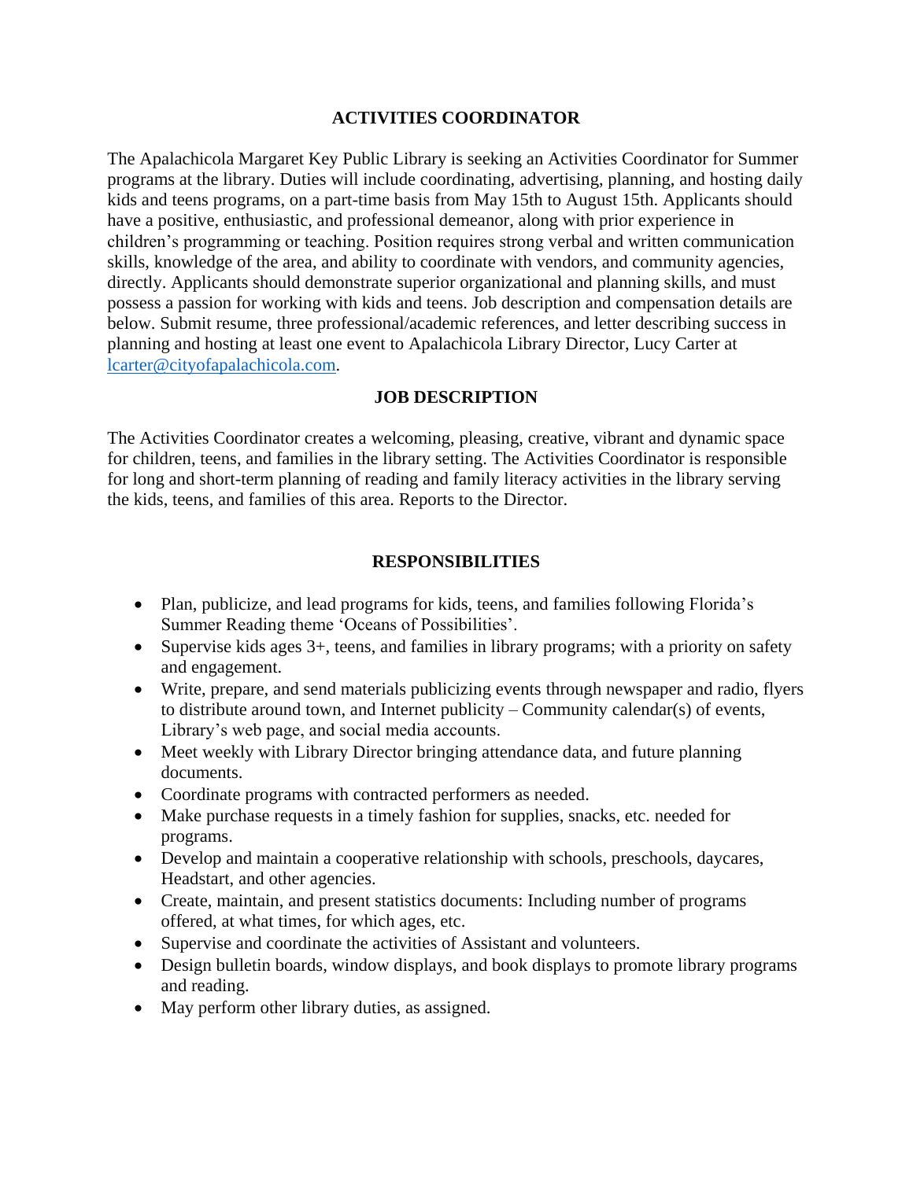## ACTIVITIES COORDINATOR

The Apalachicola Margaret Key Public Library is seeking an Activities Coordinator for Summer programs at the library. Duties will include coordinating, advertising, planning, and hosting daily kids and teens programs, on a part-time basis from May 15th to August 15th. Applicants should have a positive, enthusiastic, and professional demeanor, along with prior experience in children's programming or teaching. Position requires strong verbal and written communication skills, knowledge of the area, and ability to coordinate with vendors, and community agencies, directly. Applicants should demonstrate superior organizational and planning skills, and must possess a passion for working with kids and teens. Job description and compensation details are below. Submit resume, three professional/academic references, and letter describing success in planning and hosting at least one event to Apalachicola Library Director, Lucy Carter at lcarter@cityofapalachicola.com.

## JOB DESCRIPTION

The Activities Coordinator creates a welcoming, pleasing, creative, vibrant and dynamic space for children, teens, and families in the library setting. The Activities Coordinator is responsible for long and short-term planning of reading and family literacy activities in the library serving the kids, teens, and families of this area. Reports to the Director.

## RESPONSIBILITIES

- Plan, publicize, and lead programs for kids, teens, and families following Florida's Summer Reading theme 'Oceans of Possibilities'.
- Supervise kids ages 3+, teens, and families in library programs; with a priority on safety and engagement.
- Write, prepare, and send materials publicizing events through newspaper and radio, flyers to distribute around town, and Internet publicity – Community calendar(s) of events, Library's web page, and social media accounts.
- Meet weekly with Library Director bringing attendance data, and future planning documents.
- Coordinate programs with contracted performers as needed.
- Make purchase requests in a timely fashion for supplies, snacks, etc. needed for programs.
- Develop and maintain a cooperative relationship with schools, preschools, daycares, Headstart, and other agencies.
- Create, maintain, and present statistics documents: Including number of programs offered, at what times, for which ages, etc.
- Supervise and coordinate the activities of Assistant and volunteers.
- Design bulletin boards, window displays, and book displays to promote library programs and reading.
- May perform other library duties, as assigned.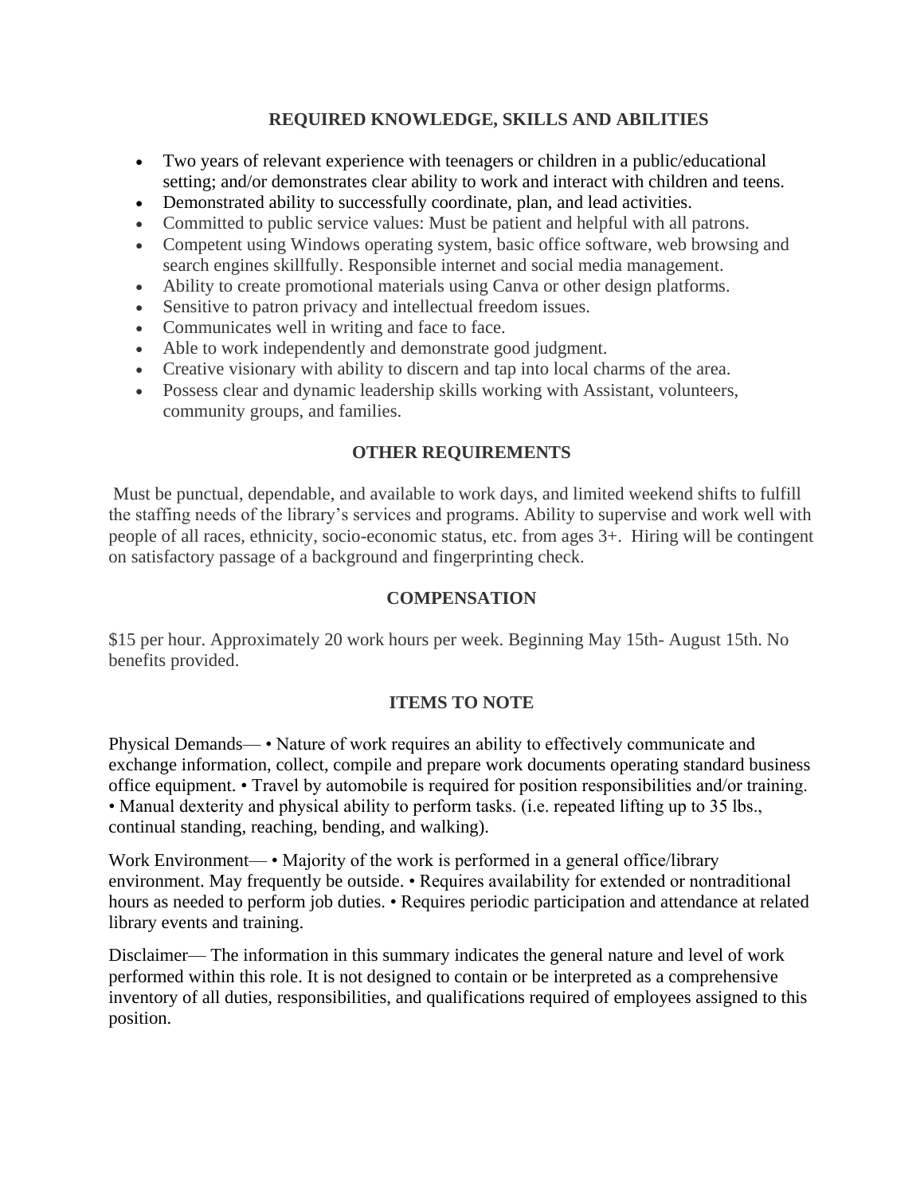## REQUIRED KNOWLEDGE, SKILLS AND ABILITIES

- Two years of relevant experience with teenagers or children in a public/educational setting; and/or demonstrates clear ability to work and interact with children and teens.
- Demonstrated ability to successfully coordinate, plan, and lead activities.
- Committed to public service values: Must be patient and helpful with all patrons.
- Competent using Windows operating system, basic office software, web browsing and search engines skillfully. Responsible internet and social media management.
- Ability to create promotional materials using Canva or other design platforms.
- Sensitive to patron privacy and intellectual freedom issues.
- Communicates well in writing and face to face.
- Able to work independently and demonstrate good judgment.
- Creative visionary with ability to discern and tap into local charms of the area.
- Possess clear and dynamic leadership skills working with Assistant, volunteers, community groups, and families.

## OTHER REQUIREMENTS

Must be punctual, dependable, and available to work days, and limited weekend shifts to fulfill the staffing needs of the library's services and programs. Ability to supervise and work well with people of all races, ethnicity, socio-economic status, etc. from ages 3+. Hiring will be contingent on satisfactory passage of a background and fingerprinting check.

## COMPENSATION

$15 per hour. Approximately 20 work hours per week. Beginning May 15th- August 15th. No benefits provided.

## ITEMS TO NOTE

Physical Demands— • Nature of work requires an ability to effectively communicate and exchange information, collect, compile and prepare work documents operating standard business office equipment. • Travel by automobile is required for position responsibilities and/or training. • Manual dexterity and physical ability to perform tasks. (i.e. repeated lifting up to 35 lbs., continual standing, reaching, bending, and walking).

Work Environment— • Majority of the work is performed in a general office/library environment. May frequently be outside. • Requires availability for extended or nontraditional hours as needed to perform job duties. • Requires periodic participation and attendance at related library events and training.

Disclaimer— The information in this summary indicates the general nature and level of work performed within this role. It is not designed to contain or be interpreted as a comprehensive inventory of all duties, responsibilities, and qualifications required of employees assigned to this position.